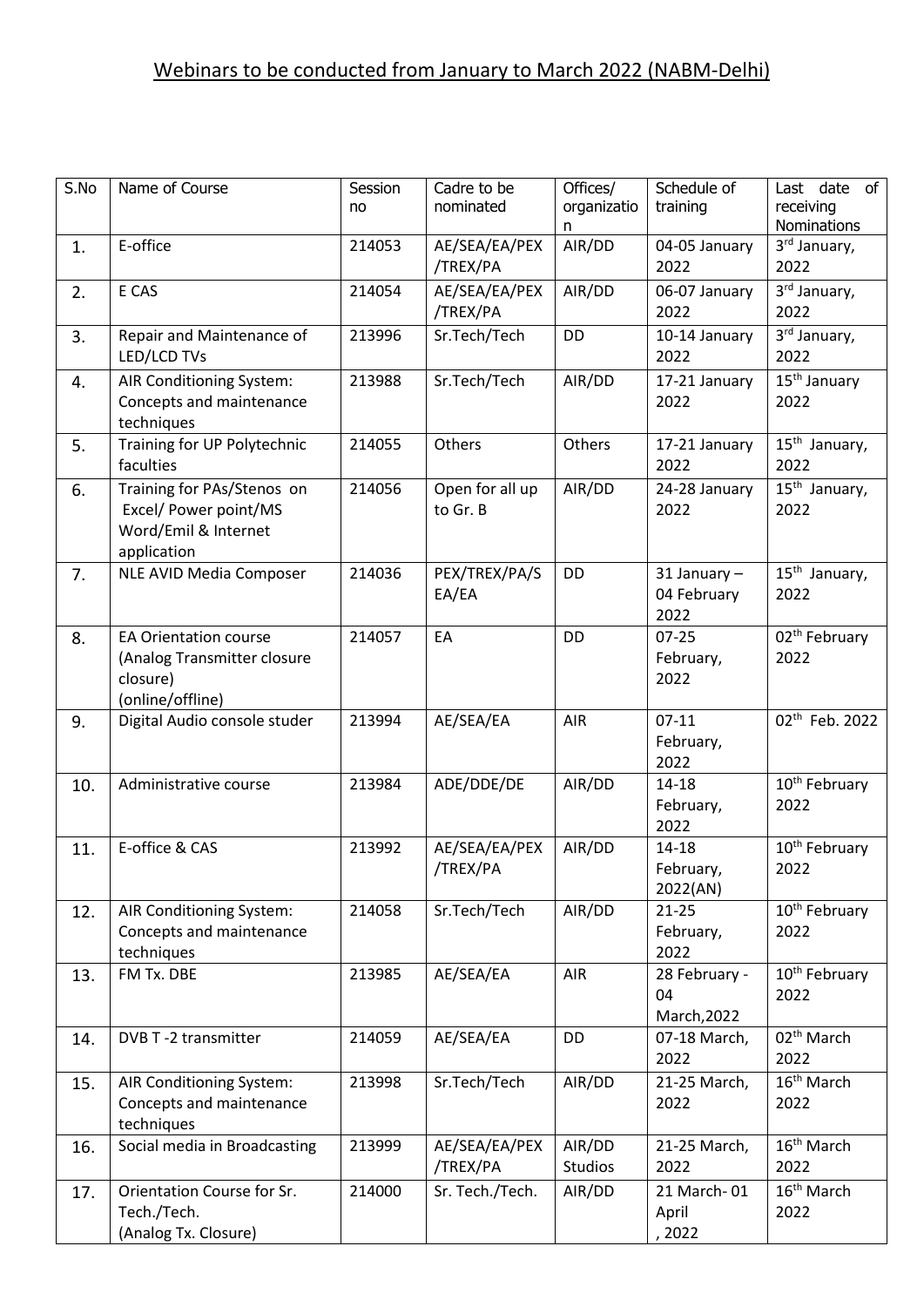# Webinars to be conducted from January to March 2022 (NABM-Delhi)

| S.No | Name of Course | Session no | Cadre to be nominated | Offices/ organization | Schedule of training | Last date of receiving Nominations |
|---|---|---|---|---|---|---|
| 1. | E-office | 214053 | AE/SEA/EA/PEX /TREX/PA | AIR/DD | 04-05 January 2022 | 3rd January, 2022 |
| 2. | E CAS | 214054 | AE/SEA/EA/PEX /TREX/PA | AIR/DD | 06-07 January 2022 | 3rd January, 2022 |
| 3. | Repair and Maintenance of LED/LCD TVs | 213996 | Sr.Tech/Tech | DD | 10-14 January 2022 | 3rd January, 2022 |
| 4. | AIR Conditioning System: Concepts and maintenance techniques | 213988 | Sr.Tech/Tech | AIR/DD | 17-21 January 2022 | 15th January 2022 |
| 5. | Training for UP Polytechnic faculties | 214055 | Others | Others | 17-21 January 2022 | 15th January, 2022 |
| 6. | Training for PAs/Stenos on Excel/ Power point/MS Word/Emil & Internet application | 214056 | Open for all up to Gr. B | AIR/DD | 24-28 January 2022 | 15th January, 2022 |
| 7. | NLE AVID Media Composer | 214036 | PEX/TREX/PA/SEA/EA | DD | 31 January – 04 February 2022 | 15th January, 2022 |
| 8. | EA Orientation course (Analog Transmitter closure closure) (online/offline) | 214057 | EA | DD | 07-25 February, 2022 | 02th February 2022 |
| 9. | Digital Audio console studer | 213994 | AE/SEA/EA | AIR | 07-11 February, 2022 | 02th Feb. 2022 |
| 10. | Administrative course | 213984 | ADE/DDE/DE | AIR/DD | 14-18 February, 2022 | 10th February 2022 |
| 11. | E-office & CAS | 213992 | AE/SEA/EA/PEX /TREX/PA | AIR/DD | 14-18 February, 2022(AN) | 10th February 2022 |
| 12. | AIR Conditioning System: Concepts and maintenance techniques | 214058 | Sr.Tech/Tech | AIR/DD | 21-25 February, 2022 | 10th February 2022 |
| 13. | FM Tx. DBE | 213985 | AE/SEA/EA | AIR | 28 February - 04 March,2022 | 10th February 2022 |
| 14. | DVB T -2 transmitter | 214059 | AE/SEA/EA | DD | 07-18 March, 2022 | 02th March 2022 |
| 15. | AIR Conditioning System: Concepts and maintenance techniques | 213998 | Sr.Tech/Tech | AIR/DD | 21-25 March, 2022 | 16th March 2022 |
| 16. | Social media in Broadcasting | 213999 | AE/SEA/EA/PEX /TREX/PA | AIR/DD Studios | 21-25 March, 2022 | 16th March 2022 |
| 17. | Orientation Course for Sr. Tech./Tech. (Analog Tx. Closure) | 214000 | Sr. Tech./Tech. | AIR/DD | 21 March- 01 April , 2022 | 16th March 2022 |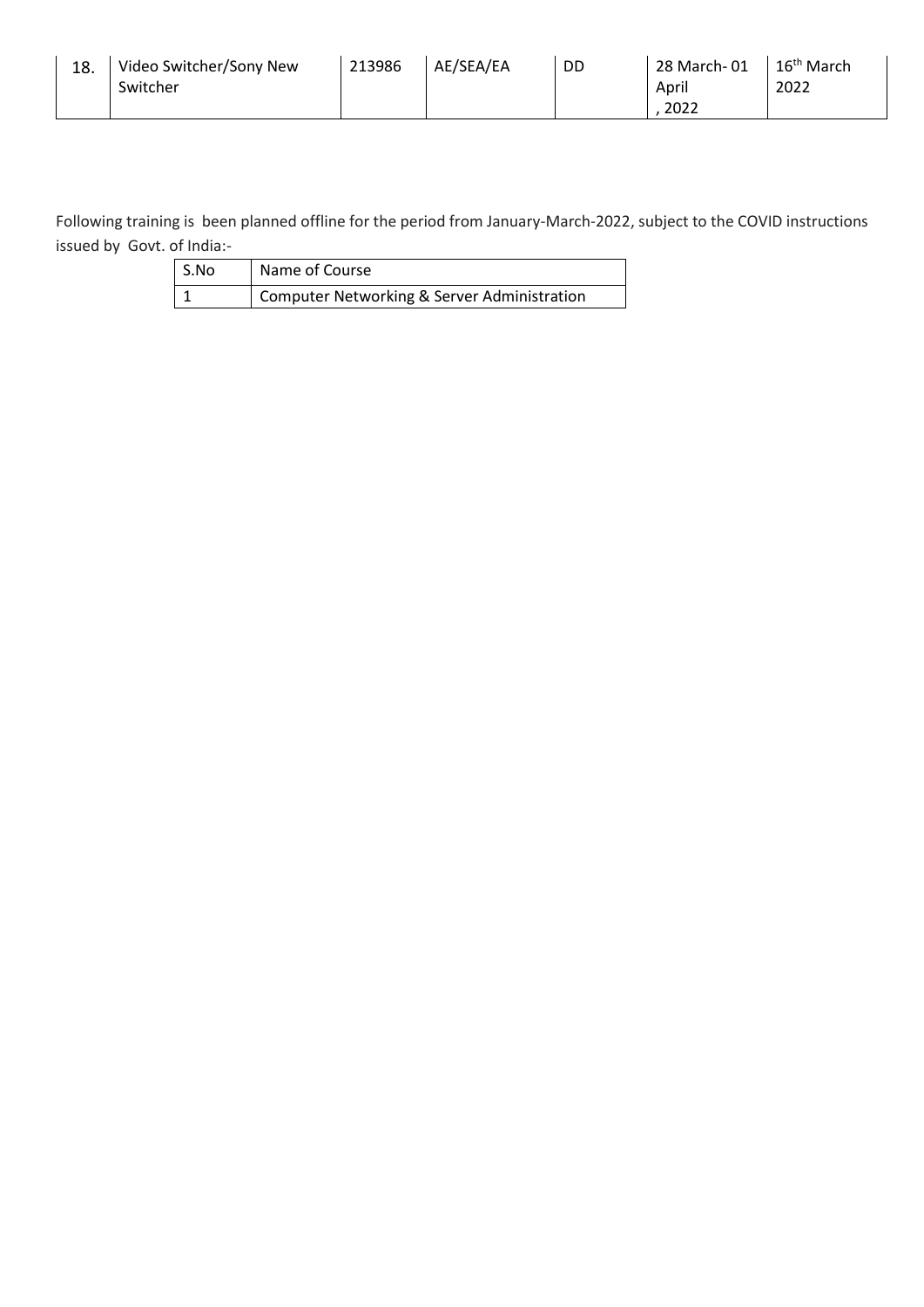| | | | | | | |
|---|---|---|---|---|---|---|
| 18. | Video Switcher/Sony New Switcher | 213986 | AE/SEA/EA | DD | 28 March- 01 April , 2022 | 16th March 2022 |

Following training is been planned offline for the period from January-March-2022, subject to the COVID instructions issued by Govt. of India:-

| S.No | Name of Course |
|---|---|
| 1 | Computer Networking & Server Administration |